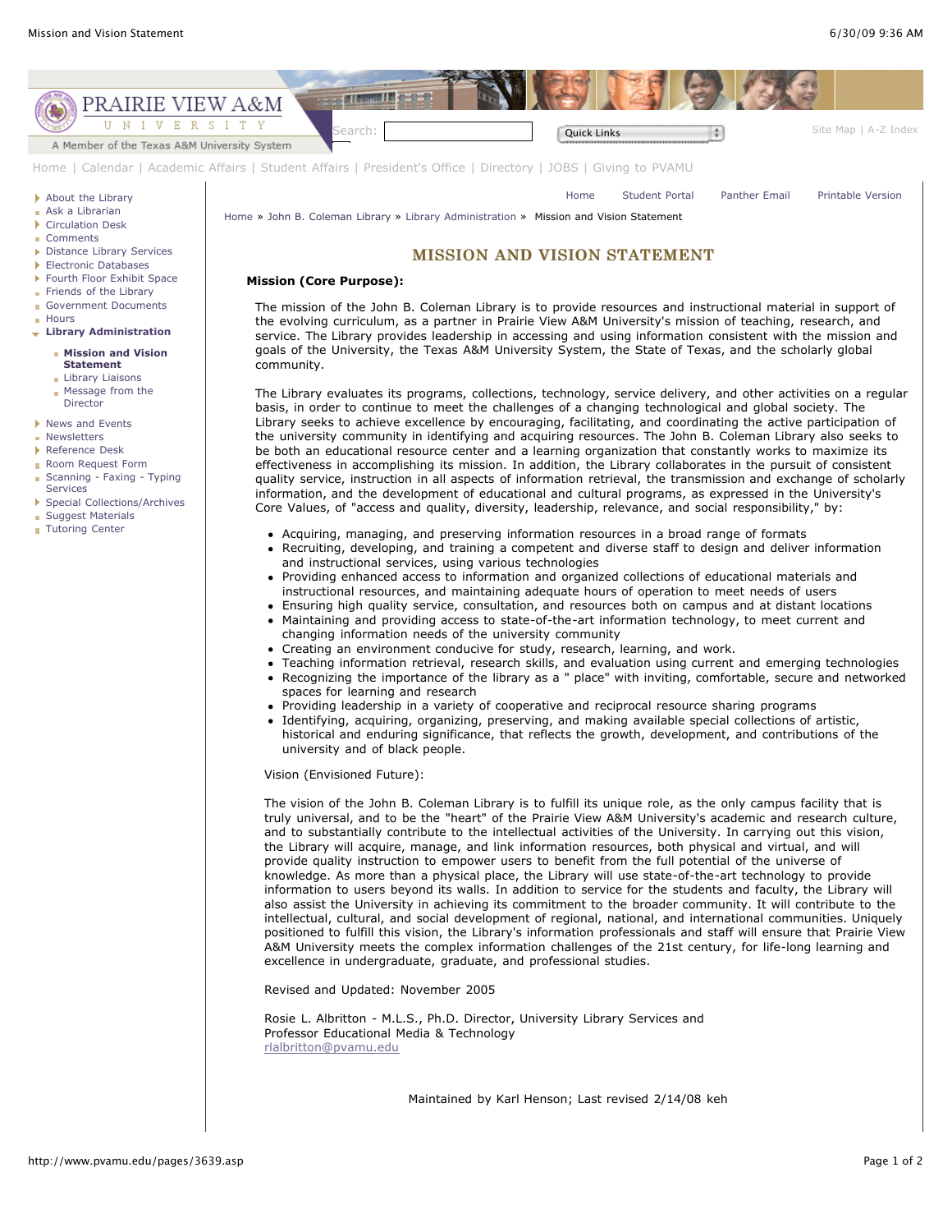Prairie View A&M University
A Member of the Texas A&M University System

Home | Calendar | Academic Affairs | Student Affairs | President's Office | Directory | JOBS | Giving to PVAMU

- About the Library
- Ask a Librarian
- Circulation Desk
- Comments
- Distance Library Services
- Electronic Databases
- Fourth Floor Exhibit Space
- Friends of the Library
- Government Documents
- Hours
- **Library Administration**
  - **Mission and Vision Statement**
  - Library Liaisons
  - Message from the Director
- News and Events
- Newsletters
- Reference Desk
- Room Request Form
- Scanning - Faxing - Typing Services
- Special Collections/Archives
- Suggest Materials
- Tutoring Center

Home | Student Portal | Panther Email | Printable Version

Home » John B. Coleman Library » Library Administration » Mission and Vision Statement

# MISSION AND VISION STATEMENT

**Mission (Core Purpose):**

The mission of the John B. Coleman Library is to provide resources and instructional material in support of the evolving curriculum, as a partner in Prairie View A&M University's mission of teaching, research, and service. The Library provides leadership in accessing and using information consistent with the mission and goals of the University, the Texas A&M University System, the State of Texas, and the scholarly global community.

The Library evaluates its programs, collections, technology, service delivery, and other activities on a regular basis, in order to continue to meet the challenges of a changing technological and global society. The Library seeks to achieve excellence by encouraging, facilitating, and coordinating the active participation of the university community in identifying and acquiring resources. The John B. Coleman Library also seeks to be both an educational resource center and a learning organization that constantly works to maximize its effectiveness in accomplishing its mission. In addition, the Library collaborates in the pursuit of consistent quality service, instruction in all aspects of information retrieval, the transmission and exchange of scholarly information, and the development of educational and cultural programs, as expressed in the University's Core Values, of "access and quality, diversity, leadership, relevance, and social responsibility," by:

- Acquiring, managing, and preserving information resources in a broad range of formats
- Recruiting, developing, and training a competent and diverse staff to design and deliver information and instructional services, using various technologies
- Providing enhanced access to information and organized collections of educational materials and instructional resources, and maintaining adequate hours of operation to meet needs of users
- Ensuring high quality service, consultation, and resources both on campus and at distant locations
- Maintaining and providing access to state-of-the-art information technology, to meet current and changing information needs of the university community
- Creating an environment conducive for study, research, learning, and work.
- Teaching information retrieval, research skills, and evaluation using current and emerging technologies
- Recognizing the importance of the library as a " place" with inviting, comfortable, secure and networked spaces for learning and research
- Providing leadership in a variety of cooperative and reciprocal resource sharing programs
- Identifying, acquiring, organizing, preserving, and making available special collections of artistic, historical and enduring significance, that reflects the growth, development, and contributions of the university and of black people.

Vision (Envisioned Future):

The vision of the John B. Coleman Library is to fulfill its unique role, as the only campus facility that is truly universal, and to be the "heart" of the Prairie View A&M University's academic and research culture, and to substantially contribute to the intellectual activities of the University. In carrying out this vision, the Library will acquire, manage, and link information resources, both physical and virtual, and will provide quality instruction to empower users to benefit from the full potential of the universe of knowledge. As more than a physical place, the Library will use state-of-the-art technology to provide information to users beyond its walls. In addition to service for the students and faculty, the Library will also assist the University in achieving its commitment to the broader community. It will contribute to the intellectual, cultural, and social development of regional, national, and international communities. Uniquely positioned to fulfill this vision, the Library's information professionals and staff will ensure that Prairie View A&M University meets the complex information challenges of the 21st century, for life-long learning and excellence in undergraduate, graduate, and professional studies.

Revised and Updated: November 2005

Rosie L. Albritton - M.L.S., Ph.D. Director, University Library Services and Professor Educational Media & Technology
rlalbritton@pvamu.edu

Maintained by Karl Henson; Last revised 2/14/08 keh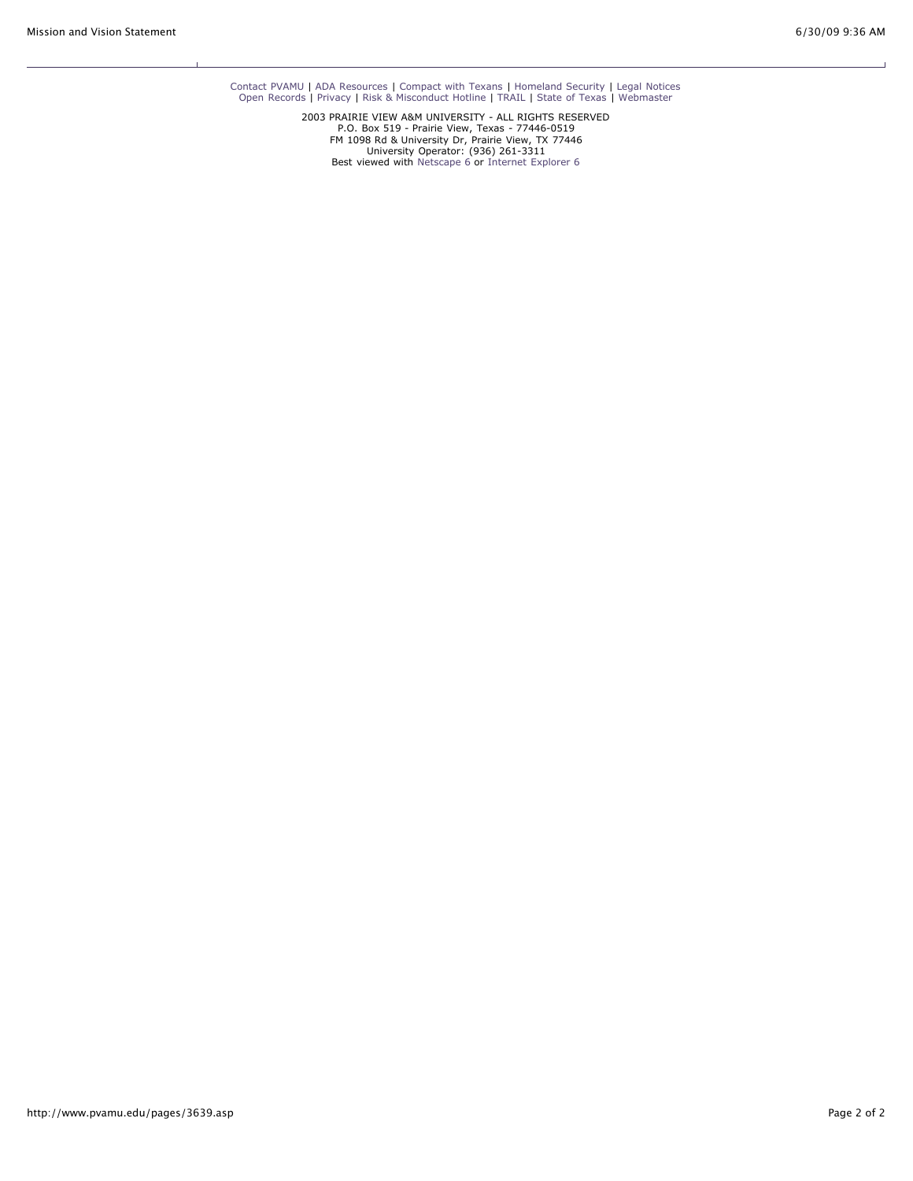Contact PVAMU | ADA Resources | Compact with Texans | Homeland Security | Legal Notices
Open Records | Privacy | Risk & Misconduct Hotline | TRAIL | State of Texas | Webmaster

2003 PRAIRIE VIEW A&M UNIVERSITY - ALL RIGHTS RESERVED
P.O. Box 519 - Prairie View, Texas - 77446-0519
FM 1098 Rd & University Dr, Prairie View, TX 77446
University Operator: (936) 261-3311
Best viewed with Netscape 6 or Internet Explorer 6